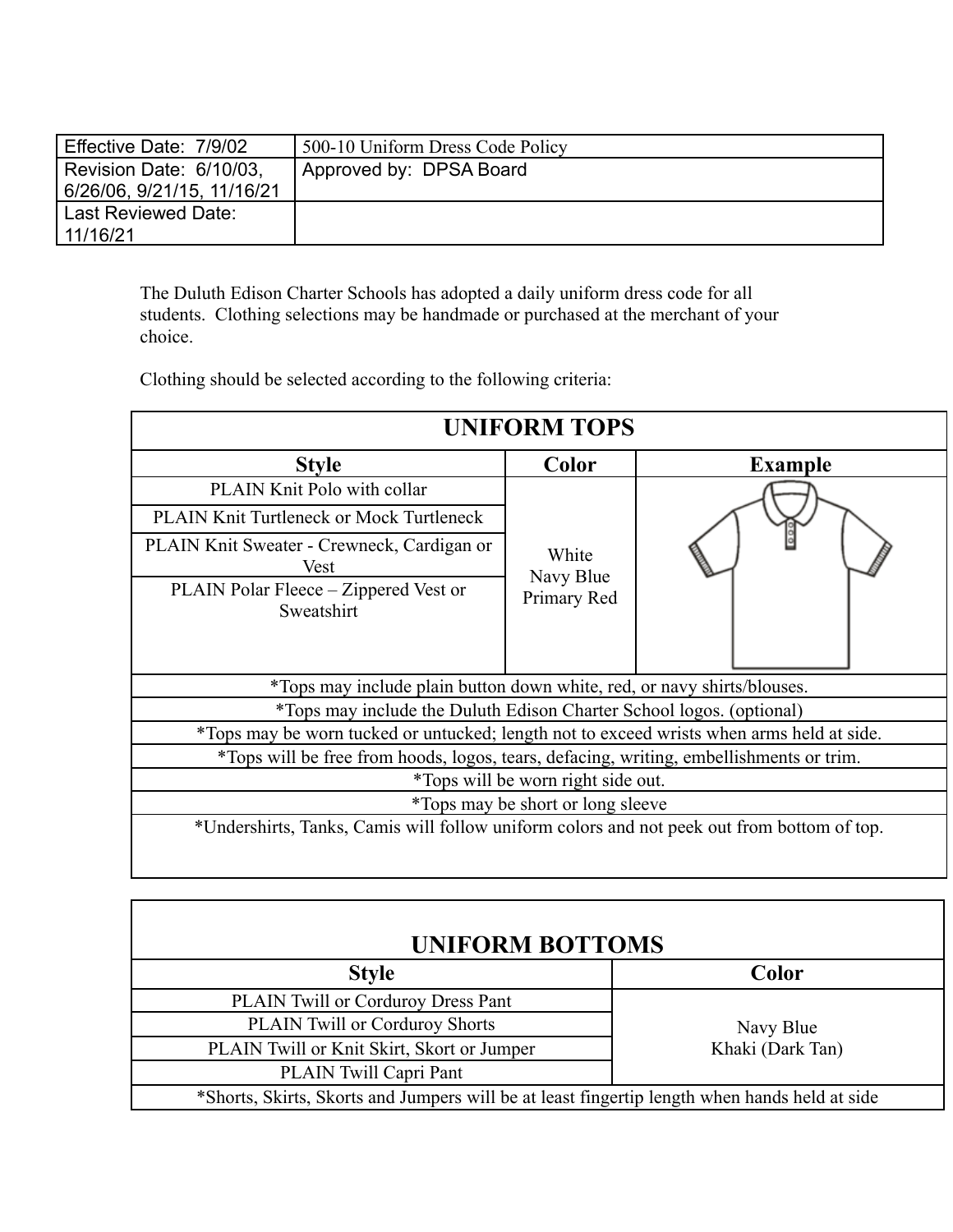| Effective Date: 7/9/02 | 500-10 Uniform Dress Code Policy |
| --- | --- |
| Revision Date: 6/10/03, 6/26/06, 9/21/15, 11/16/21 | Approved by: DPSA Board |
| Last Reviewed Date: 11/16/21 | |

The Duluth Edison Charter Schools has adopted a daily uniform dress code for all students. Clothing selections may be handmade or purchased at the merchant of your choice.

Clothing should be selected according to the following criteria:

| UNIFORM TOPS | | |
| --- | --- | --- |
| **Style** | **Color** | **Example** |
| PLAIN Knit Polo with collar | White<br>Navy Blue<br>Primary Red | |
| PLAIN Knit Turtleneck or Mock Turtleneck | | |
| PLAIN Knit Sweater - Crewneck, Cardigan or Vest | | |
| PLAIN Polar Fleece – Zippered Vest or Sweatshirt | | |
| *Tops may include plain button down white, red, or navy shirts/blouses. | | |
| *Tops may include the Duluth Edison Charter School logos. (optional) | | |
| *Tops may be worn tucked or untucked; length not to exceed wrists when arms held at side. | | |
| *Tops will be free from hoods, logos, tears, defacing, writing, embellishments or trim. | | |
| *Tops will be worn right side out. | | |
| *Tops may be short or long sleeve | | |
| *Undershirts, Tanks, Camis will follow uniform colors and not peek out from bottom of top. | | |

| UNIFORM BOTTOMS | |
| --- | --- |
| **Style** | **Color** |
| PLAIN Twill or Corduroy Dress Pant | Navy Blue<br>Khaki (Dark Tan) |
| PLAIN Twill or Corduroy Shorts | |
| PLAIN Twill or Knit Skirt, Skort or Jumper | |
| PLAIN Twill Capri Pant | |
| *Shorts, Skirts, Skorts and Jumpers will be at least fingertip length when hands held at side | |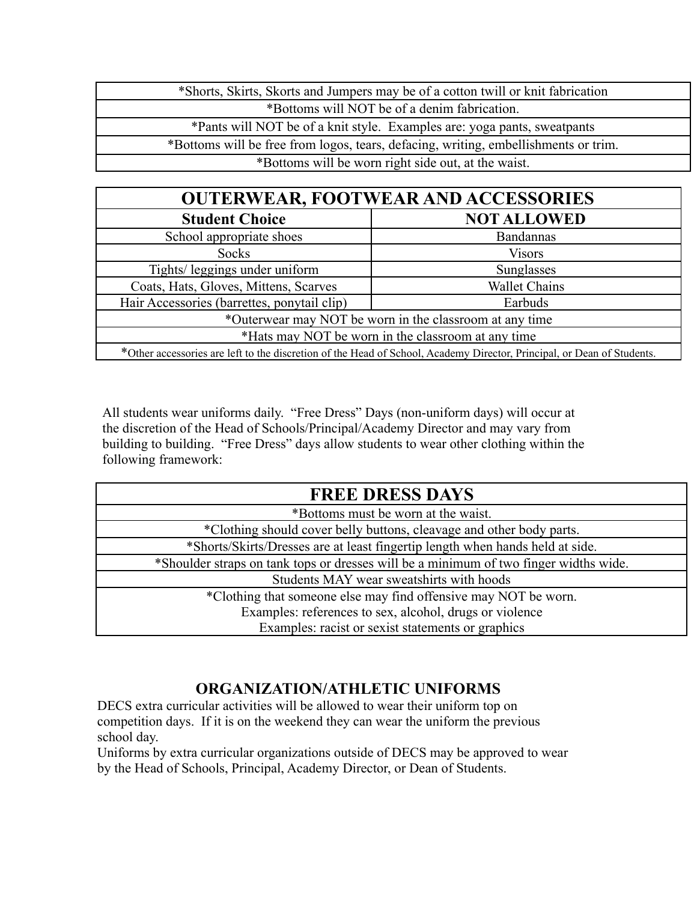| *Shorts, Skirts, Skorts and Jumpers may be of a cotton twill or knit fabrication |
|---|
| *Bottoms will NOT be of a denim fabrication. |
| *Pants will NOT be of a knit style. Examples are: yoga pants, sweatpants |
| *Bottoms will be free from logos, tears, defacing, writing, embellishments or trim. |
| *Bottoms will be worn right side out, at the waist. |

| OUTERWEAR, FOOTWEAR AND ACCESSORIES | |
|---|---|
| **Student Choice** | **NOT ALLOWED** |
| School appropriate shoes | Bandannas |
| Socks | Visors |
| Tights/ leggings under uniform | Sunglasses |
| Coats, Hats, Gloves, Mittens, Scarves | Wallet Chains |
| Hair Accessories (barrettes, ponytail clip) | Earbuds |
| *Outerwear may NOT be worn in the classroom at any time | |
| *Hats may NOT be worn in the classroom at any time | |
| *Other accessories are left to the discretion of the Head of School, Academy Director, Principal, or Dean of Students. | |

All students wear uniforms daily. "Free Dress" Days (non-uniform days) will occur at the discretion of the Head of Schools/Principal/Academy Director and may vary from building to building. "Free Dress" days allow students to wear other clothing within the following framework:

| FREE DRESS DAYS |
|---|
| *Bottoms must be worn at the waist. |
| *Clothing should cover belly buttons, cleavage and other body parts. |
| *Shorts/Skirts/Dresses are at least fingertip length when hands held at side. |
| *Shoulder straps on tank tops or dresses will be a minimum of two finger widths wide. |
| Students MAY wear sweatshirts with hoods |
| *Clothing that someone else may find offensive may NOT be worn.<br>Examples: references to sex, alcohol, drugs or violence<br>Examples: racist or sexist statements or graphics |

### ORGANIZATION/ATHLETIC UNIFORMS

DECS extra curricular activities will be allowed to wear their uniform top on competition days. If it is on the weekend they can wear the uniform the previous school day.

Uniforms by extra curricular organizations outside of DECS may be approved to wear by the Head of Schools, Principal, Academy Director, or Dean of Students.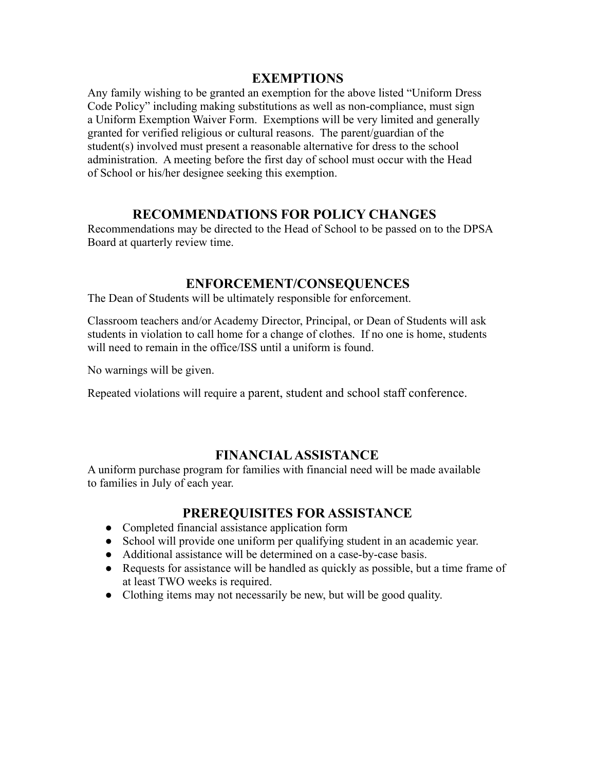## EXEMPTIONS

Any family wishing to be granted an exemption for the above listed "Uniform Dress Code Policy" including making substitutions as well as non-compliance, must sign a Uniform Exemption Waiver Form. Exemptions will be very limited and generally granted for verified religious or cultural reasons. The parent/guardian of the student(s) involved must present a reasonable alternative for dress to the school administration. A meeting before the first day of school must occur with the Head of School or his/her designee seeking this exemption.

## RECOMMENDATIONS FOR POLICY CHANGES

Recommendations may be directed to the Head of School to be passed on to the DPSA Board at quarterly review time.

## ENFORCEMENT/CONSEQUENCES

The Dean of Students will be ultimately responsible for enforcement.

Classroom teachers and/or Academy Director, Principal, or Dean of Students will ask students in violation to call home for a change of clothes. If no one is home, students will need to remain in the office/ISS until a uniform is found.

No warnings will be given.

Repeated violations will require a parent, student and school staff conference.

## FINANCIAL ASSISTANCE

A uniform purchase program for families with financial need will be made available to families in July of each year.

## PREREQUISITES FOR ASSISTANCE

- Completed financial assistance application form
- School will provide one uniform per qualifying student in an academic year.
- Additional assistance will be determined on a case-by-case basis.
- Requests for assistance will be handled as quickly as possible, but a time frame of at least TWO weeks is required.
- Clothing items may not necessarily be new, but will be good quality.